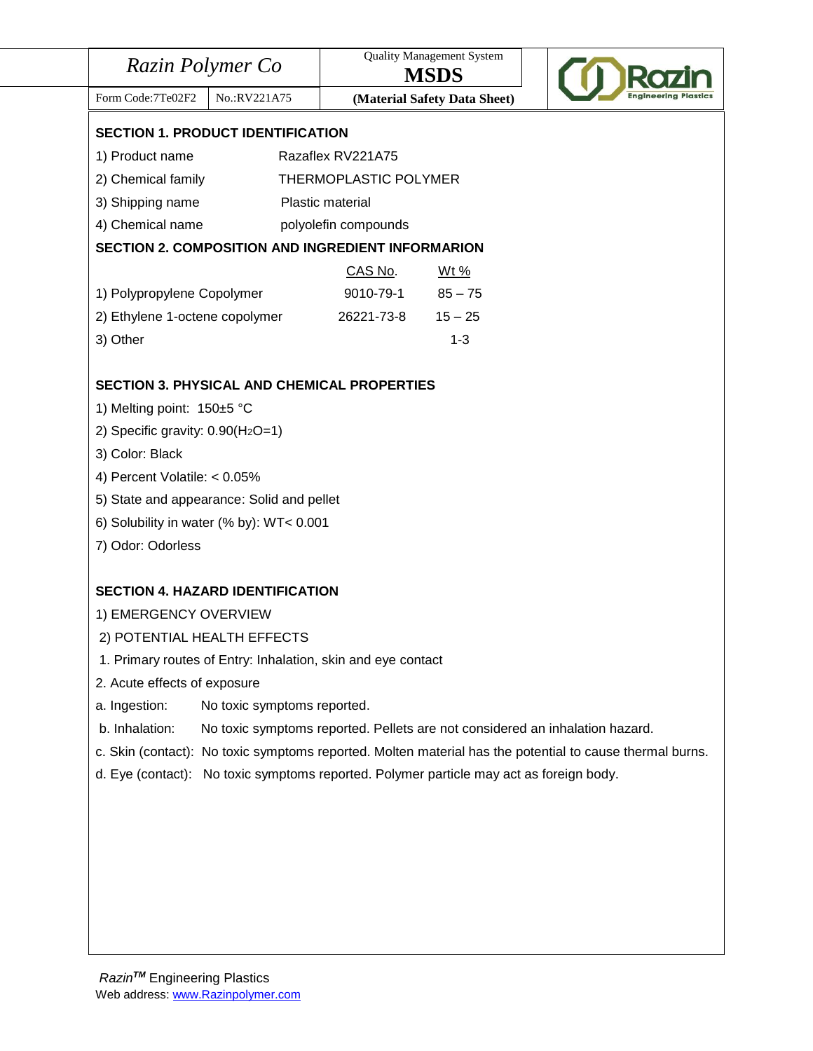| Razin Polymer Co | | Quality Management System **MSDS** |
|---|---|---|
| Form Code:7Te02F2 | No.:RV221A75 | **(Material Safety Data Sheet)** |

## SECTION 1. PRODUCT IDENTIFICATION

1) Product name: Razaflex RV221A75

2) Chemical family: THERMOPLASTIC POLYMER

3) Shipping name: Plastic material

4) Chemical name: polyolefin compounds

## SECTION 2. COMPOSITION AND INGREDIENT INFORMARION

| | CAS No. | Wt % |
|---|---|---|
| 1) Polypropylene Copolymer | 9010-79-1 | 85 – 75 |
| 2) Ethylene 1-octene copolymer | 26221-73-8 | 15 – 25 |
| 3) Other | | 1-3 |

## SECTION 3. PHYSICAL AND CHEMICAL PROPERTIES

1) Melting point: 150±5 °C

2) Specific gravity: 0.90($H_2O$=1)

3) Color: Black

4) Percent Volatile: < 0.05%

5) State and appearance: Solid and pellet

6) Solubility in water (% by): WT< 0.001

7) Odor: Odorless

## SECTION 4. HAZARD IDENTIFICATION

1) EMERGENCY OVERVIEW

2) POTENTIAL HEALTH EFFECTS

1. Primary routes of Entry: Inhalation, skin and eye contact

2. Acute effects of exposure

a. Ingestion: No toxic symptoms reported.

b. Inhalation: No toxic symptoms reported. Pellets are not considered an inhalation hazard.

c. Skin (contact): No toxic symptoms reported. Molten material has the potential to cause thermal burns.

d. Eye (contact): No toxic symptoms reported. Polymer particle may act as foreign body.

*Razin™* Engineering Plastics
Web address: www.Razinpolymer.com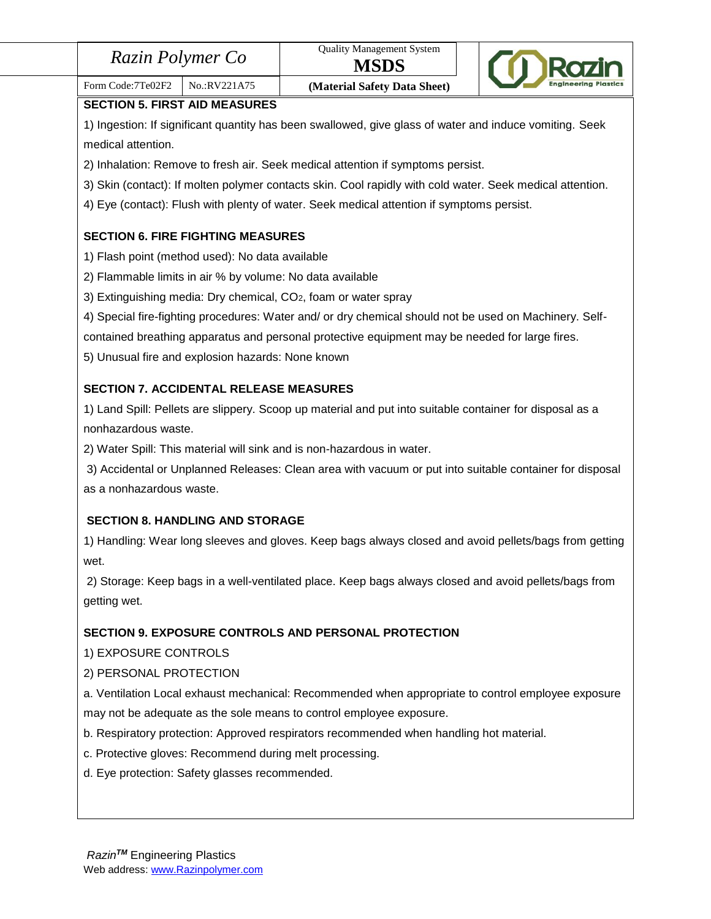## SECTION 5. FIRST AID MEASURES

1) Ingestion: If significant quantity has been swallowed, give glass of water and induce vomiting. Seek medical attention.

2) Inhalation: Remove to fresh air. Seek medical attention if symptoms persist.

3) Skin (contact): If molten polymer contacts skin. Cool rapidly with cold water. Seek medical attention.

4) Eye (contact): Flush with plenty of water. Seek medical attention if symptoms persist.

## SECTION 6. FIRE FIGHTING MEASURES

1) Flash point (method used): No data available

2) Flammable limits in air % by volume: No data available

3) Extinguishing media: Dry chemical, $CO_2$, foam or water spray

4) Special fire-fighting procedures: Water and/ or dry chemical should not be used on Machinery. Self-contained breathing apparatus and personal protective equipment may be needed for large fires.

5) Unusual fire and explosion hazards: None known

## SECTION 7. ACCIDENTAL RELEASE MEASURES

1) Land Spill: Pellets are slippery. Scoop up material and put into suitable container for disposal as a nonhazardous waste.

2) Water Spill: This material will sink and is non-hazardous in water.

3) Accidental or Unplanned Releases: Clean area with vacuum or put into suitable container for disposal as a nonhazardous waste.

## SECTION 8. HANDLING AND STORAGE

1) Handling: Wear long sleeves and gloves. Keep bags always closed and avoid pellets/bags from getting wet.

2) Storage: Keep bags in a well-ventilated place. Keep bags always closed and avoid pellets/bags from getting wet.

## SECTION 9. EXPOSURE CONTROLS AND PERSONAL PROTECTION

1) EXPOSURE CONTROLS

2) PERSONAL PROTECTION

a. Ventilation Local exhaust mechanical: Recommended when appropriate to control employee exposure may not be adequate as the sole means to control employee exposure.

b. Respiratory protection: Approved respirators recommended when handling hot material.

c. Protective gloves: Recommend during melt processing.

d. Eye protection: Safety glasses recommended.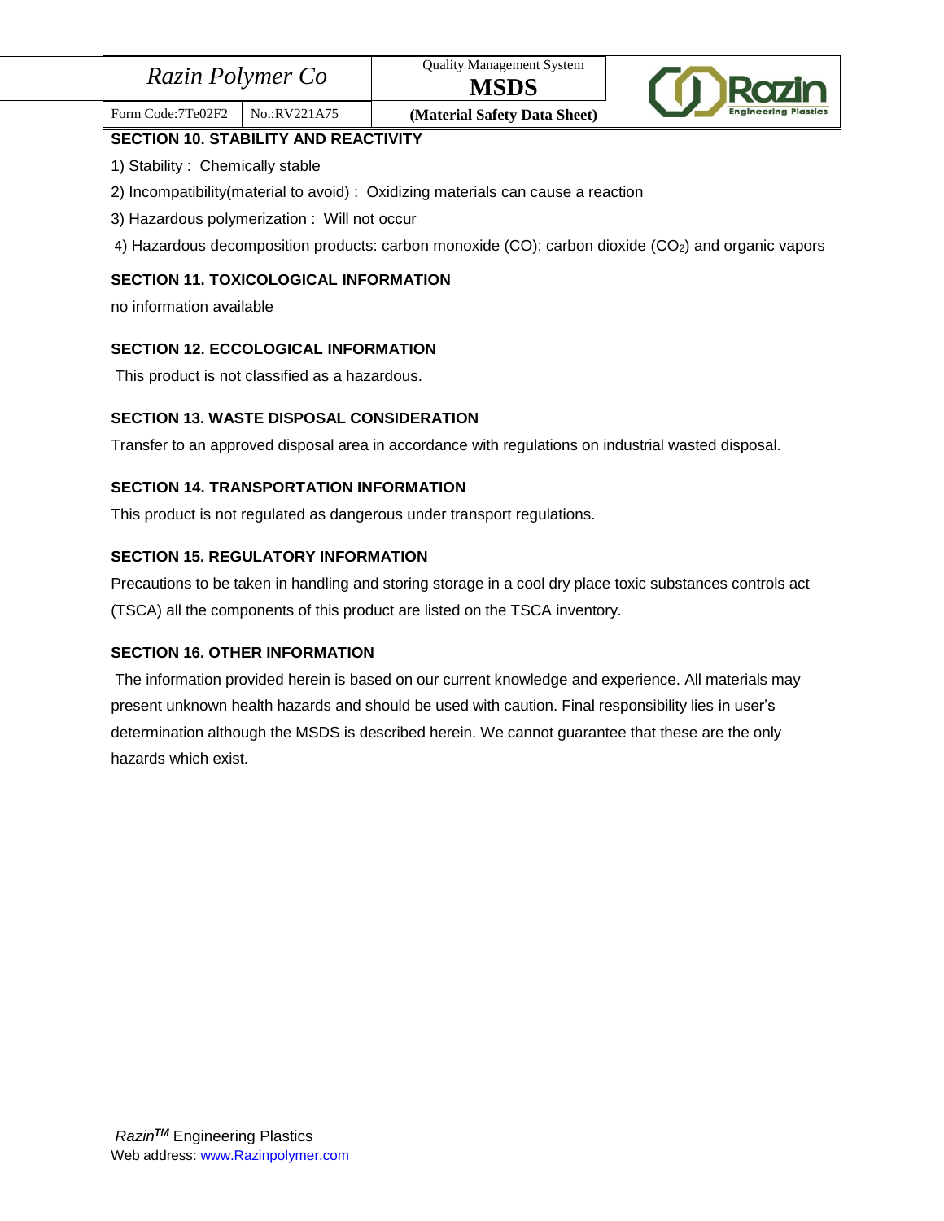## SECTION 10. STABILITY AND REACTIVITY

1) Stability : Chemically stable

2) Incompatibility(material to avoid) : Oxidizing materials can cause a reaction

3) Hazardous polymerization : Will not occur

4) Hazardous decomposition products: carbon monoxide (CO); carbon dioxide ($CO_2$) and organic vapors

## SECTION 11. TOXICOLOGICAL INFORMATION

no information available

## SECTION 12. ECCOLOGICAL INFORMATION

This product is not classified as a hazardous.

## SECTION 13. WASTE DISPOSAL CONSIDERATION

Transfer to an approved disposal area in accordance with regulations on industrial wasted disposal.

## SECTION 14. TRANSPORTATION INFORMATION

This product is not regulated as dangerous under transport regulations.

## SECTION 15. REGULATORY INFORMATION

Precautions to be taken in handling and storing storage in a cool dry place toxic substances controls act (TSCA) all the components of this product are listed on the TSCA inventory.

## SECTION 16. OTHER INFORMATION

The information provided herein is based on our current knowledge and experience. All materials may present unknown health hazards and should be used with caution. Final responsibility lies in user's determination although the MSDS is described herein. We cannot guarantee that these are the only hazards which exist.